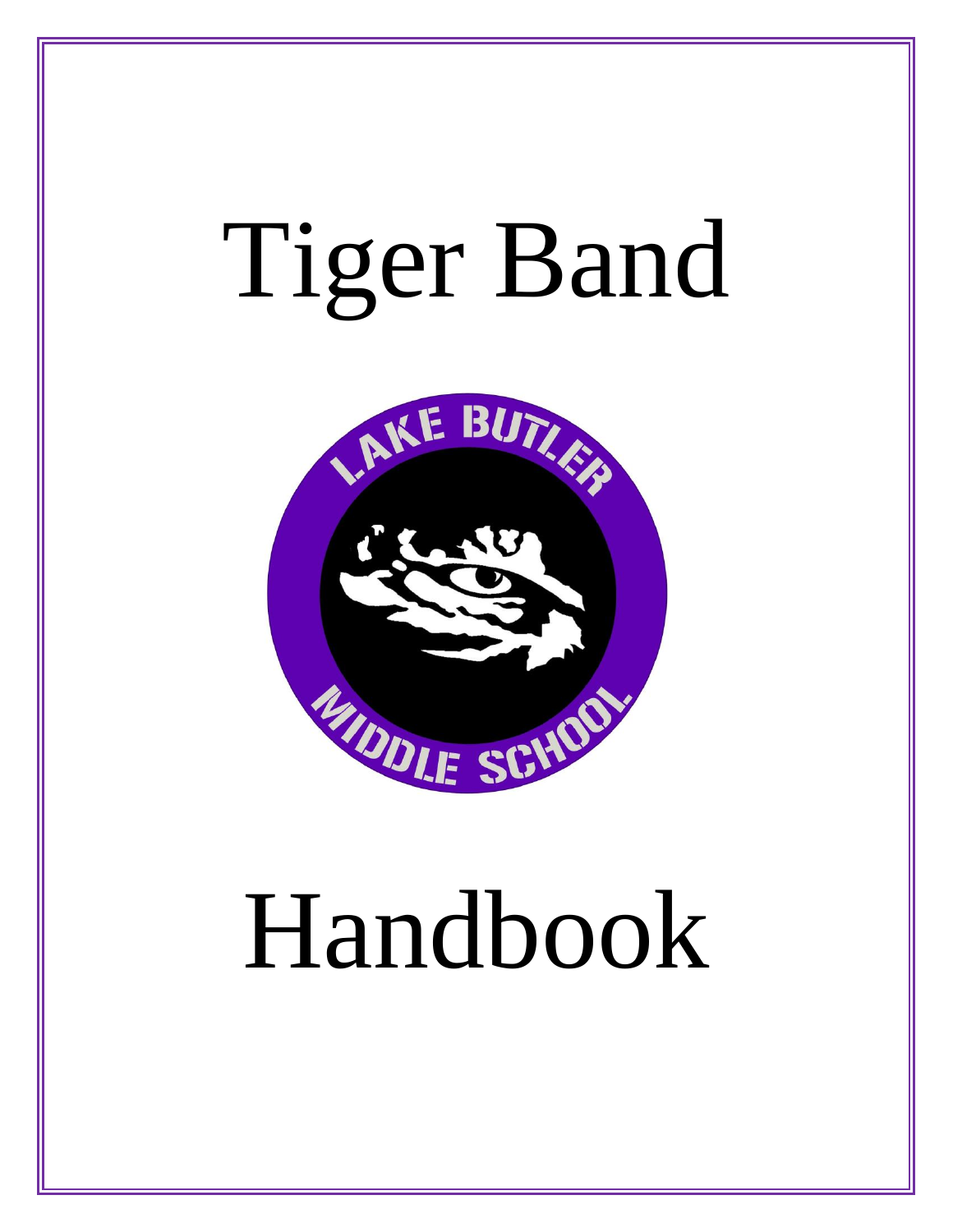# Tiger Band

LAKE BUTLER MIDDLE SCHOOL

# Handbook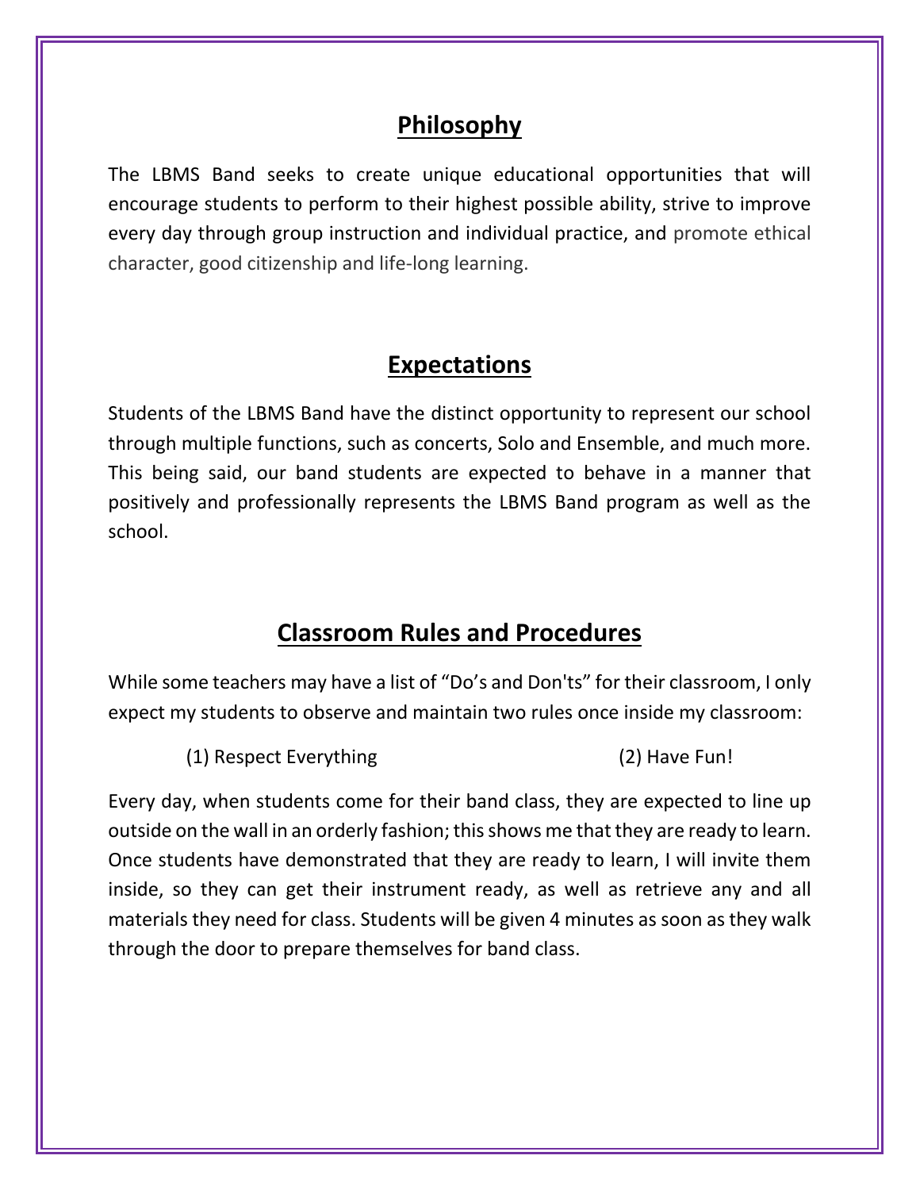## Philosophy

The LBMS Band seeks to create unique educational opportunities that will encourage students to perform to their highest possible ability, strive to improve every day through group instruction and individual practice, and promote ethical character, good citizenship and life-long learning.

## Expectations

Students of the LBMS Band have the distinct opportunity to represent our school through multiple functions, such as concerts, Solo and Ensemble, and much more. This being said, our band students are expected to behave in a manner that positively and professionally represents the LBMS Band program as well as the school.

## Classroom Rules and Procedures

While some teachers may have a list of "Do's and Don'ts" for their classroom, I only expect my students to observe and maintain two rules once inside my classroom:

(1) Respect Everything

(2) Have Fun!

Every day, when students come for their band class, they are expected to line up outside on the wall in an orderly fashion; this shows me that they are ready to learn. Once students have demonstrated that they are ready to learn, I will invite them inside, so they can get their instrument ready, as well as retrieve any and all materials they need for class. Students will be given 4 minutes as soon as they walk through the door to prepare themselves for band class.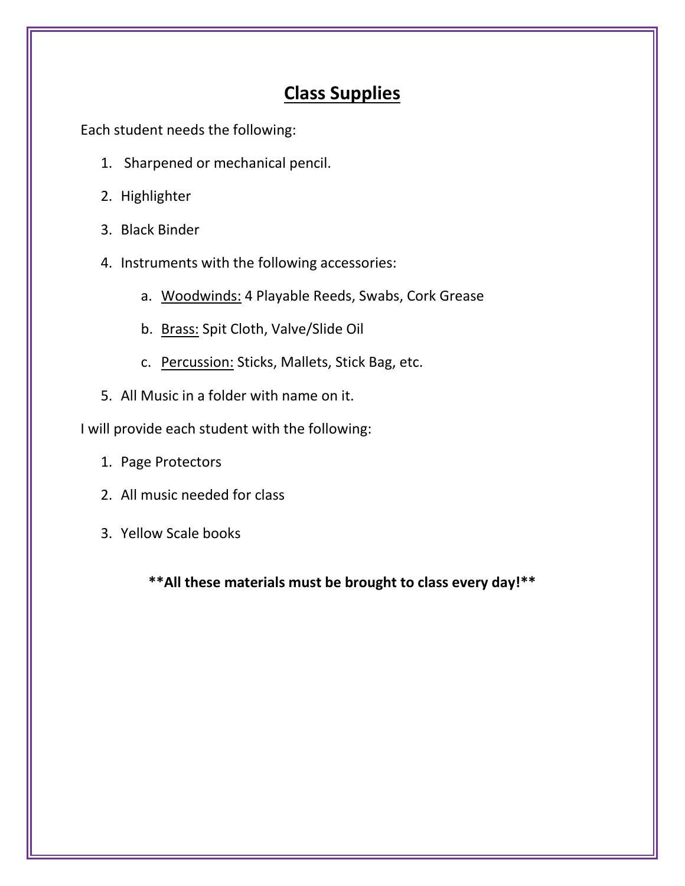## Class Supplies

Each student needs the following:

1. Sharpened or mechanical pencil.
2. Highlighter
3. Black Binder
4. Instruments with the following accessories:
    a. Woodwinds: 4 Playable Reeds, Swabs, Cork Grease
    b. Brass: Spit Cloth, Valve/Slide Oil
    c. Percussion: Sticks, Mallets, Stick Bag, etc.
5. All Music in a folder with name on it.

I will provide each student with the following:

1. Page Protectors
2. All music needed for class
3. Yellow Scale books

**\*\*All these materials must be brought to class every day!\*\***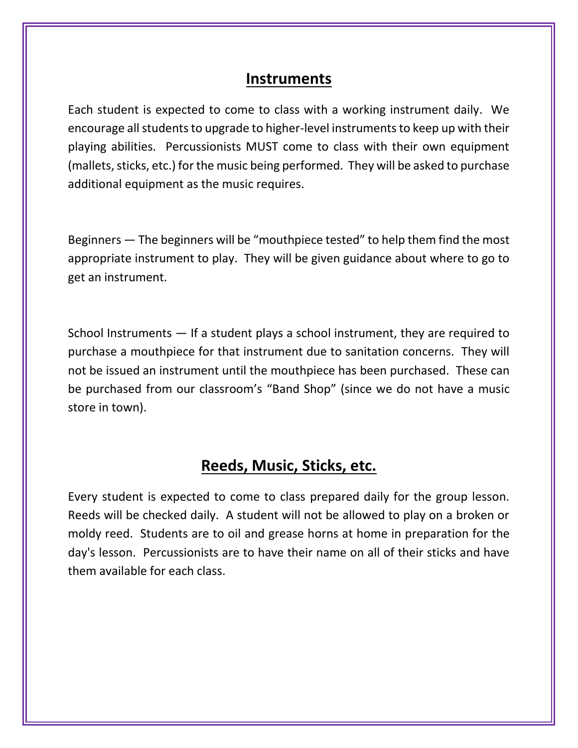## Instruments

Each student is expected to come to class with a working instrument daily. We encourage all students to upgrade to higher-level instruments to keep up with their playing abilities. Percussionists MUST come to class with their own equipment (mallets, sticks, etc.) for the music being performed. They will be asked to purchase additional equipment as the music requires.

Beginners — The beginners will be "mouthpiece tested" to help them find the most appropriate instrument to play. They will be given guidance about where to go to get an instrument.

School Instruments — If a student plays a school instrument, they are required to purchase a mouthpiece for that instrument due to sanitation concerns. They will not be issued an instrument until the mouthpiece has been purchased. These can be purchased from our classroom's "Band Shop" (since we do not have a music store in town).

## Reeds, Music, Sticks, etc.

Every student is expected to come to class prepared daily for the group lesson. Reeds will be checked daily. A student will not be allowed to play on a broken or moldy reed. Students are to oil and grease horns at home in preparation for the day's lesson. Percussionists are to have their name on all of their sticks and have them available for each class.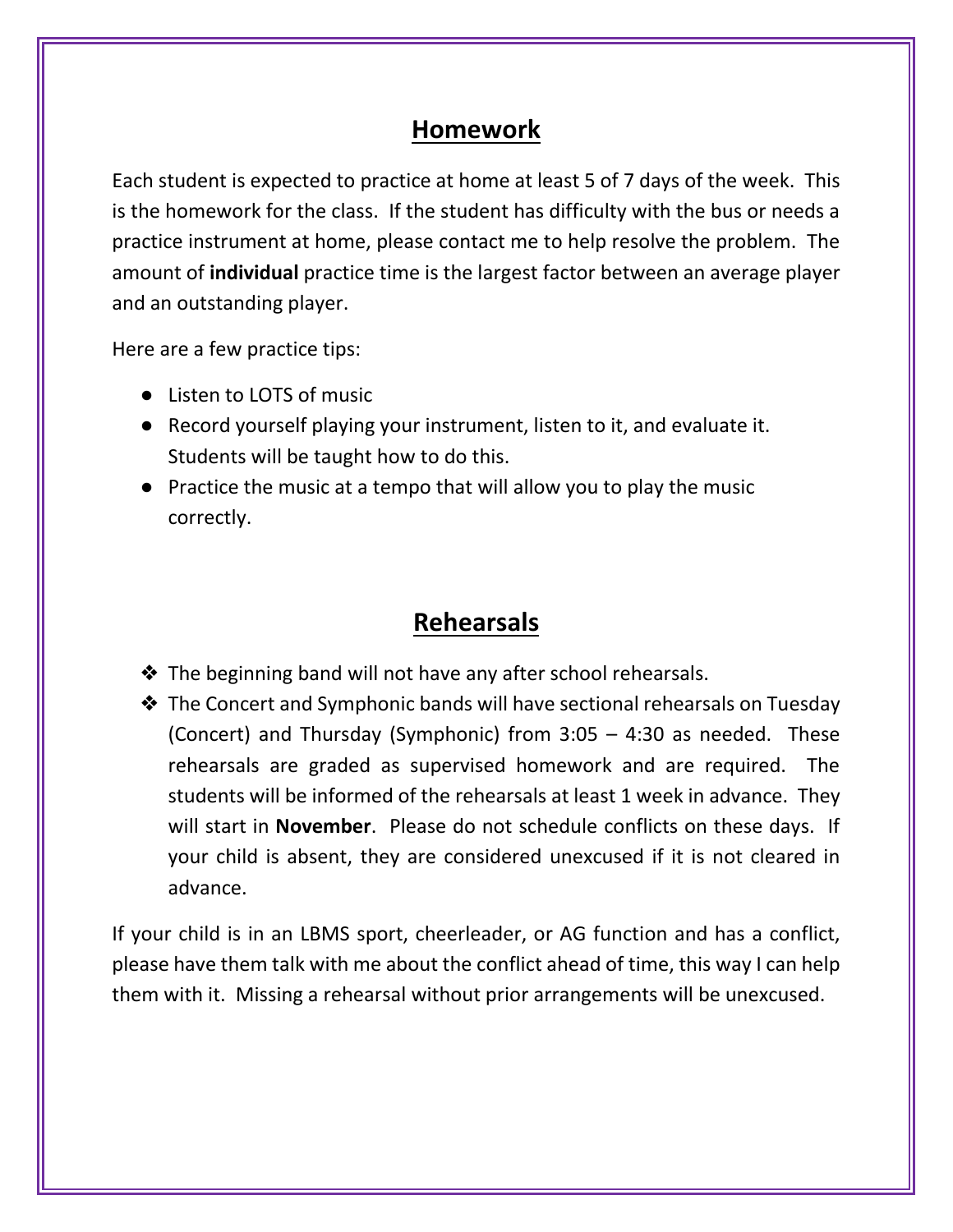## Homework

Each student is expected to practice at home at least 5 of 7 days of the week. This is the homework for the class. If the student has difficulty with the bus or needs a practice instrument at home, please contact me to help resolve the problem. The amount of **individual** practice time is the largest factor between an average player and an outstanding player.

Here are a few practice tips:

- Listen to LOTS of music
- Record yourself playing your instrument, listen to it, and evaluate it. Students will be taught how to do this.
- Practice the music at a tempo that will allow you to play the music correctly.

## Rehearsals

- The beginning band will not have any after school rehearsals.
- The Concert and Symphonic bands will have sectional rehearsals on Tuesday (Concert) and Thursday (Symphonic) from 3:05 – 4:30 as needed. These rehearsals are graded as supervised homework and are required. The students will be informed of the rehearsals at least 1 week in advance. They will start in **November**. Please do not schedule conflicts on these days. If your child is absent, they are considered unexcused if it is not cleared in advance.

If your child is in an LBMS sport, cheerleader, or AG function and has a conflict, please have them talk with me about the conflict ahead of time, this way I can help them with it. Missing a rehearsal without prior arrangements will be unexcused.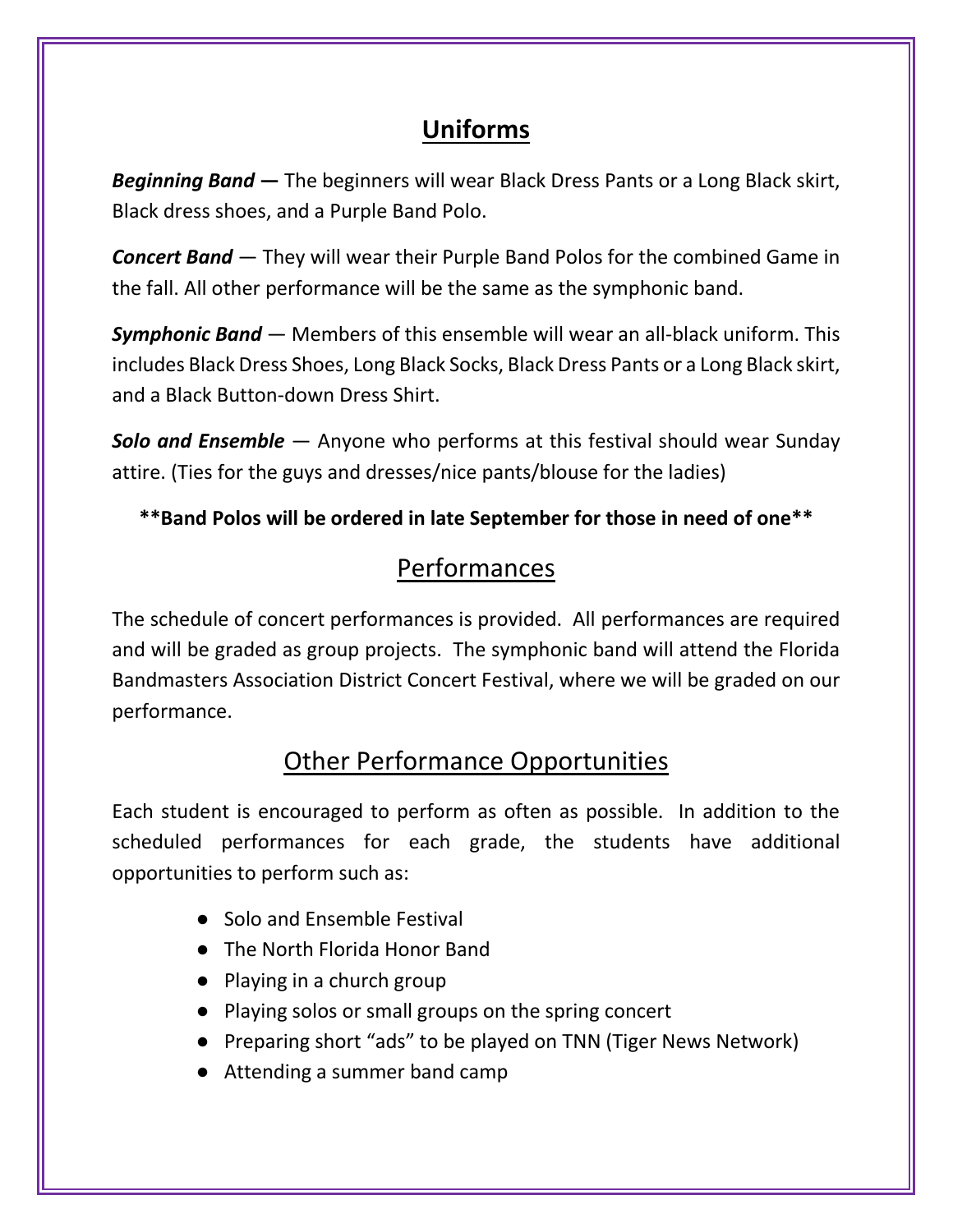## Uniforms

***Beginning Band —*** The beginners will wear Black Dress Pants or a Long Black skirt, Black dress shoes, and a Purple Band Polo.

***Concert Band*** — They will wear their Purple Band Polos for the combined Game in the fall. All other performance will be the same as the symphonic band.

***Symphonic Band*** — Members of this ensemble will wear an all-black uniform. This includes Black Dress Shoes, Long Black Socks, Black Dress Pants or a Long Black skirt, and a Black Button-down Dress Shirt.

***Solo and Ensemble*** — Anyone who performs at this festival should wear Sunday attire. (Ties for the guys and dresses/nice pants/blouse for the ladies)

**\*\*Band Polos will be ordered in late September for those in need of one\*\***

## Performances

The schedule of concert performances is provided. All performances are required and will be graded as group projects. The symphonic band will attend the Florida Bandmasters Association District Concert Festival, where we will be graded on our performance.

## Other Performance Opportunities

Each student is encouraged to perform as often as possible. In addition to the scheduled performances for each grade, the students have additional opportunities to perform such as:

- Solo and Ensemble Festival
- The North Florida Honor Band
- Playing in a church group
- Playing solos or small groups on the spring concert
- Preparing short "ads" to be played on TNN (Tiger News Network)
- Attending a summer band camp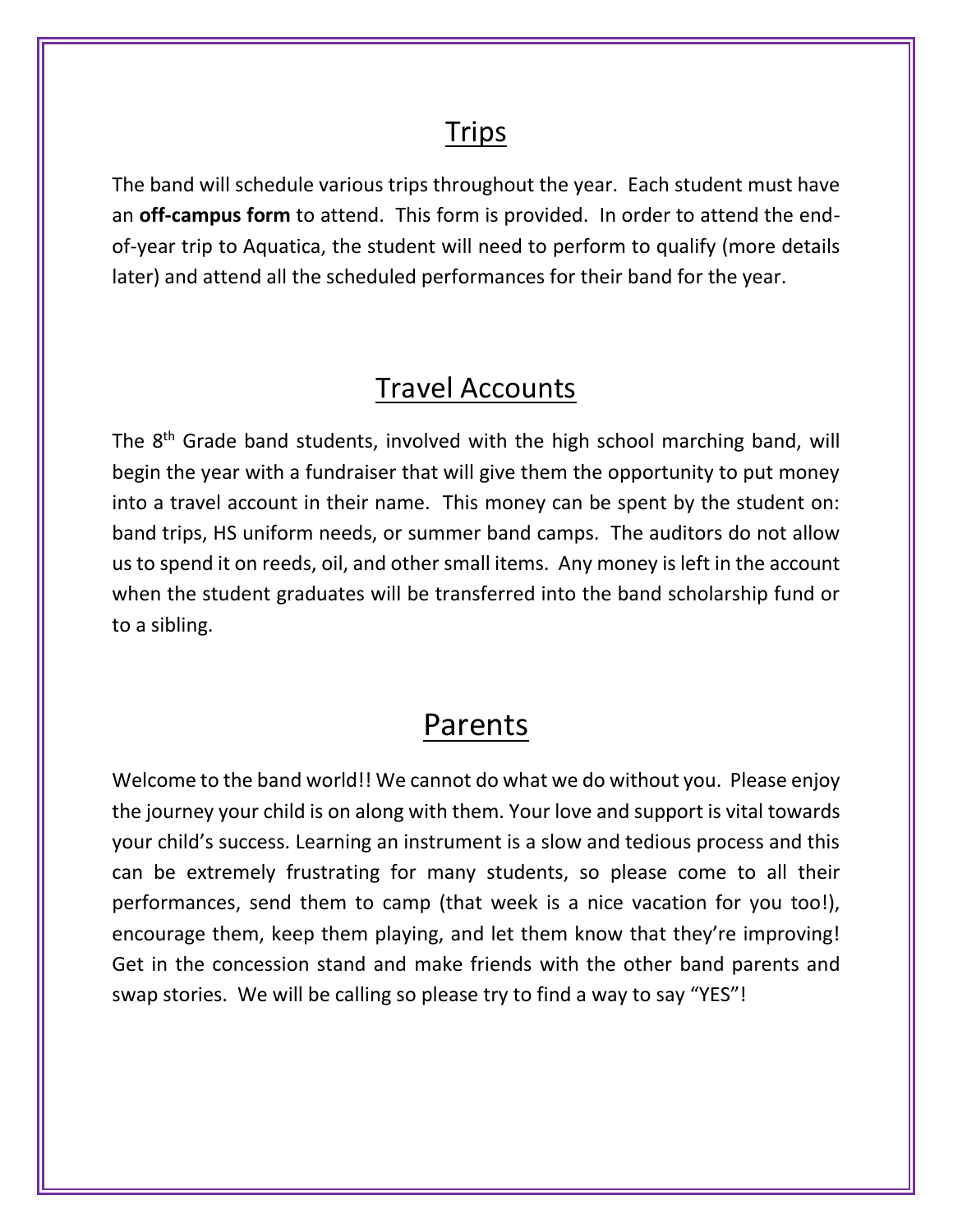## Trips

The band will schedule various trips throughout the year. Each student must have an **off-campus form** to attend. This form is provided. In order to attend the end-of-year trip to Aquatica, the student will need to perform to qualify (more details later) and attend all the scheduled performances for their band for the year.

## Travel Accounts

The 8th Grade band students, involved with the high school marching band, will begin the year with a fundraiser that will give them the opportunity to put money into a travel account in their name. This money can be spent by the student on: band trips, HS uniform needs, or summer band camps. The auditors do not allow us to spend it on reeds, oil, and other small items. Any money is left in the account when the student graduates will be transferred into the band scholarship fund or to a sibling.

## Parents

Welcome to the band world!! We cannot do what we do without you. Please enjoy the journey your child is on along with them. Your love and support is vital towards your child's success. Learning an instrument is a slow and tedious process and this can be extremely frustrating for many students, so please come to all their performances, send them to camp (that week is a nice vacation for you too!), encourage them, keep them playing, and let them know that they're improving! Get in the concession stand and make friends with the other band parents and swap stories. We will be calling so please try to find a way to say "YES"!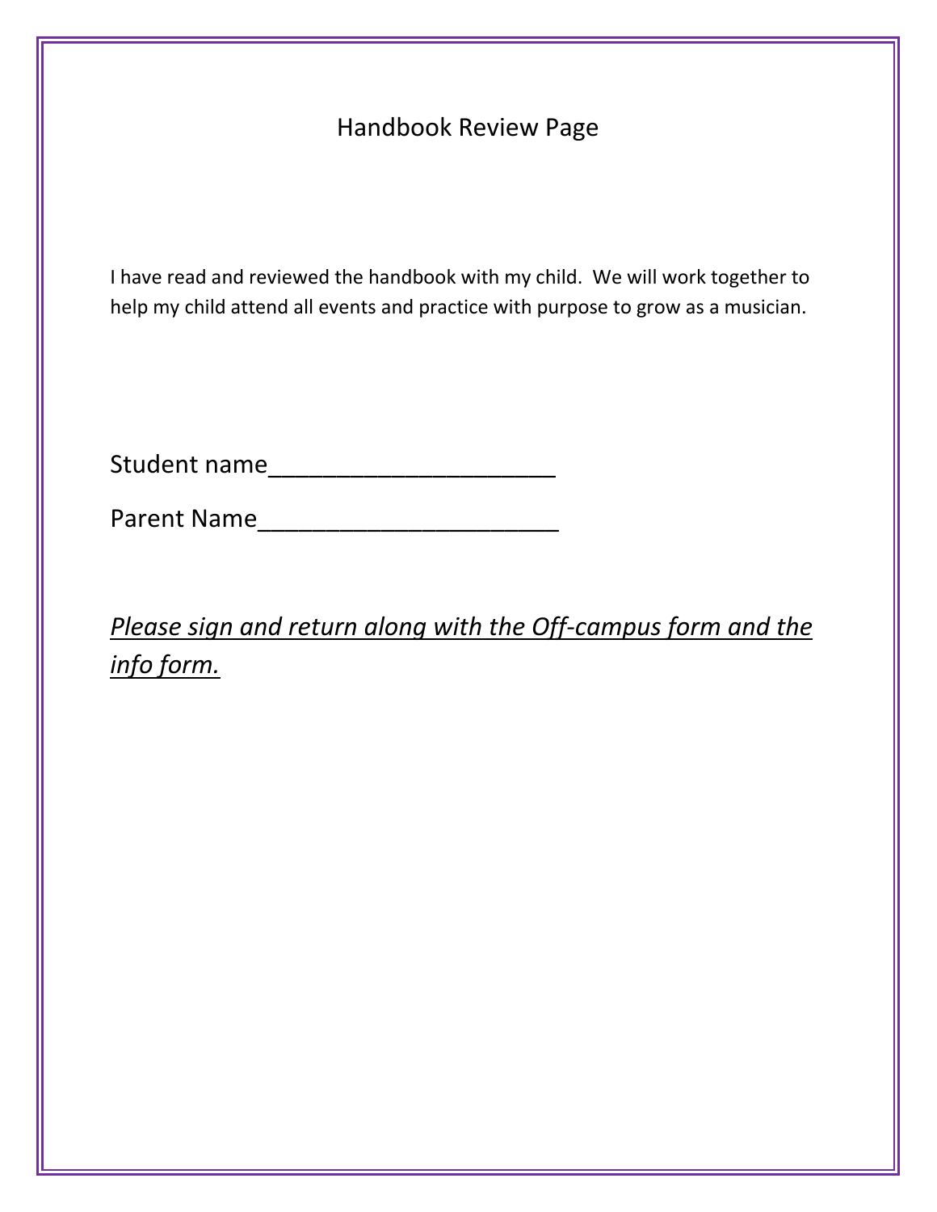# Handbook Review Page

I have read and reviewed the handbook with my child. We will work together to help my child attend all events and practice with purpose to grow as a musician.

Student name_____________________

Parent Name______________________

*Please sign and return along with the Off-campus form and the info form.*